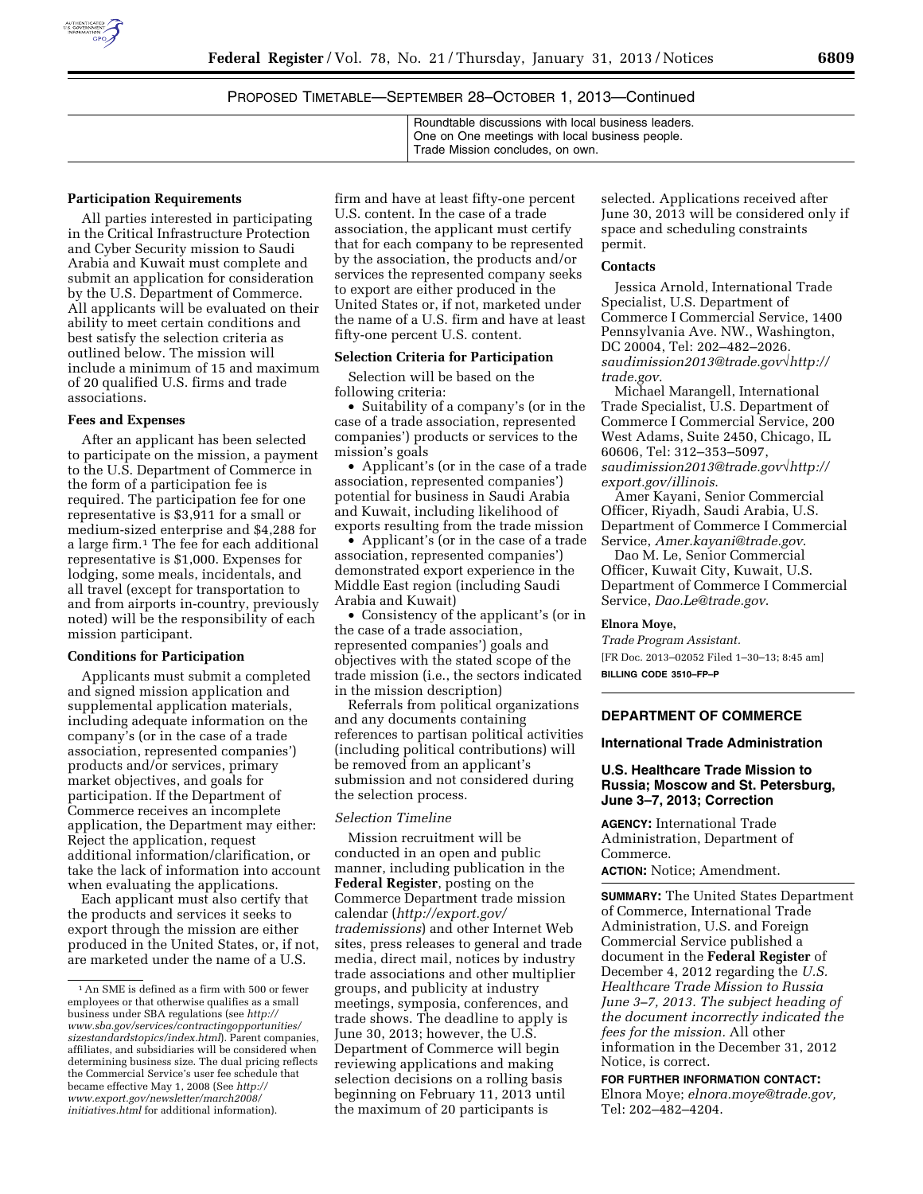PROPOSED TIMETABLE—SEPTEMBER 28–OCTOBER 1, 2013—Continued

| | |
|---|---|
| | Roundtable discussions with local business leaders. One on One meetings with local business people. Trade Mission concludes, on own. |

**Participation Requirements**

All parties interested in participating in the Critical Infrastructure Protection and Cyber Security mission to Saudi Arabia and Kuwait must complete and submit an application for consideration by the U.S. Department of Commerce. All applicants will be evaluated on their ability to meet certain conditions and best satisfy the selection criteria as outlined below. The mission will include a minimum of 15 and maximum of 20 qualified U.S. firms and trade associations.

**Fees and Expenses**

After an applicant has been selected to participate on the mission, a payment to the U.S. Department of Commerce in the form of a participation fee is required. The participation fee for one representative is $3,911 for a small or medium-sized enterprise and $4,288 for a large firm.[1] The fee for each additional representative is $1,000. Expenses for lodging, some meals, incidentals, and all travel (except for transportation to and from airports in-country, previously noted) will be the responsibility of each mission participant.

**Conditions for Participation**

Applicants must submit a completed and signed mission application and supplemental application materials, including adequate information on the company's (or in the case of a trade association, represented companies') products and/or services, primary market objectives, and goals for participation. If the Department of Commerce receives an incomplete application, the Department may either: Reject the application, request additional information/clarification, or take the lack of information into account when evaluating the applications.

Each applicant must also certify that the products and services it seeks to export through the mission are either produced in the United States, or, if not, are marketed under the name of a U.S. firm and have at least fifty-one percent U.S. content. In the case of a trade association, the applicant must certify that for each company to be represented by the association, the products and/or services the represented company seeks to export are either produced in the United States or, if not, marketed under the name of a U.S. firm and have at least fifty-one percent U.S. content.

**Selection Criteria for Participation**

Selection will be based on the following criteria:

- Suitability of a company's (or in the case of a trade association, represented companies') products or services to the mission's goals
- Applicant's (or in the case of a trade association, represented companies') potential for business in Saudi Arabia and Kuwait, including likelihood of exports resulting from the trade mission
- Applicant's (or in the case of a trade association, represented companies') demonstrated export experience in the Middle East region (including Saudi Arabia and Kuwait)
- Consistency of the applicant's (or in the case of a trade association, represented companies') goals and objectives with the stated scope of the trade mission (i.e., the sectors indicated in the mission description)

Referrals from political organizations and any documents containing references to partisan political activities (including political contributions) will be removed from an applicant's submission and not considered during the selection process.

*Selection Timeline*

Mission recruitment will be conducted in an open and public manner, including publication in the **Federal Register**, posting on the Commerce Department trade mission calendar (*http://export.gov/trademissions*) and other Internet Web sites, press releases to general and trade media, direct mail, notices by industry trade associations and other multiplier groups, and publicity at industry meetings, symposia, conferences, and trade shows. The deadline to apply is June 30, 2013; however, the U.S. Department of Commerce will begin reviewing applications and making selection decisions on a rolling basis beginning on February 11, 2013 until the maximum of 20 participants is selected. Applications received after June 30, 2013 will be considered only if space and scheduling constraints permit.

**Contacts**

Jessica Arnold, International Trade Specialist, U.S. Department of Commerce I Commercial Service, 1400 Pennsylvania Ave. NW., Washington, DC 20004, Tel: 202–482–2026. *saudimission2013@trade.gov√http://trade.gov*.

Michael Marangell, International Trade Specialist, U.S. Department of Commerce I Commercial Service, 200 West Adams, Suite 2450, Chicago, IL 60606, Tel: 312–353–5097, *saudimission2013@trade.gov√http://export.gov/illinois*.

Amer Kayani, Senior Commercial Officer, Riyadh, Saudi Arabia, U.S. Department of Commerce I Commercial Service, *Amer.kayani@trade.gov*.

Dao M. Le, Senior Commercial Officer, Kuwait City, Kuwait, U.S. Department of Commerce I Commercial Service, *Dao.Le@trade.gov*.

**Elnora Moye,**

*Trade Program Assistant.*

[FR Doc. 2013–02052 Filed 1–30–13; 8:45 am]

**BILLING CODE 3510–FP–P**

[1] An SME is defined as a firm with 500 or fewer employees or that otherwise qualifies as a small business under SBA regulations (see *http://www.sba.gov/services/contractingopportunities/sizestandardstopics/index.html*). Parent companies, affiliates, and subsidiaries will be considered when determining business size. The dual pricing reflects the Commercial Service's user fee schedule that became effective May 1, 2008 (See *http://www.export.gov/newsletter/march2008/initiatives.html* for additional information).

---

**DEPARTMENT OF COMMERCE**

**International Trade Administration**

**U.S. Healthcare Trade Mission to Russia; Moscow and St. Petersburg, June 3–7, 2013; Correction**

**AGENCY:** International Trade Administration, Department of Commerce.

**ACTION:** Notice; Amendment.

**SUMMARY:** The United States Department of Commerce, International Trade Administration, U.S. and Foreign Commercial Service published a document in the **Federal Register** of December 4, 2012 regarding the *U.S. Healthcare Trade Mission to Russia June 3–7, 2013. The subject heading of the document incorrectly indicated the fees for the mission.* All other information in the December 31, 2012 Notice, is correct.

**FOR FURTHER INFORMATION CONTACT:** Elnora Moye; *elnora.moye@trade.gov*, Tel: 202–482–4204.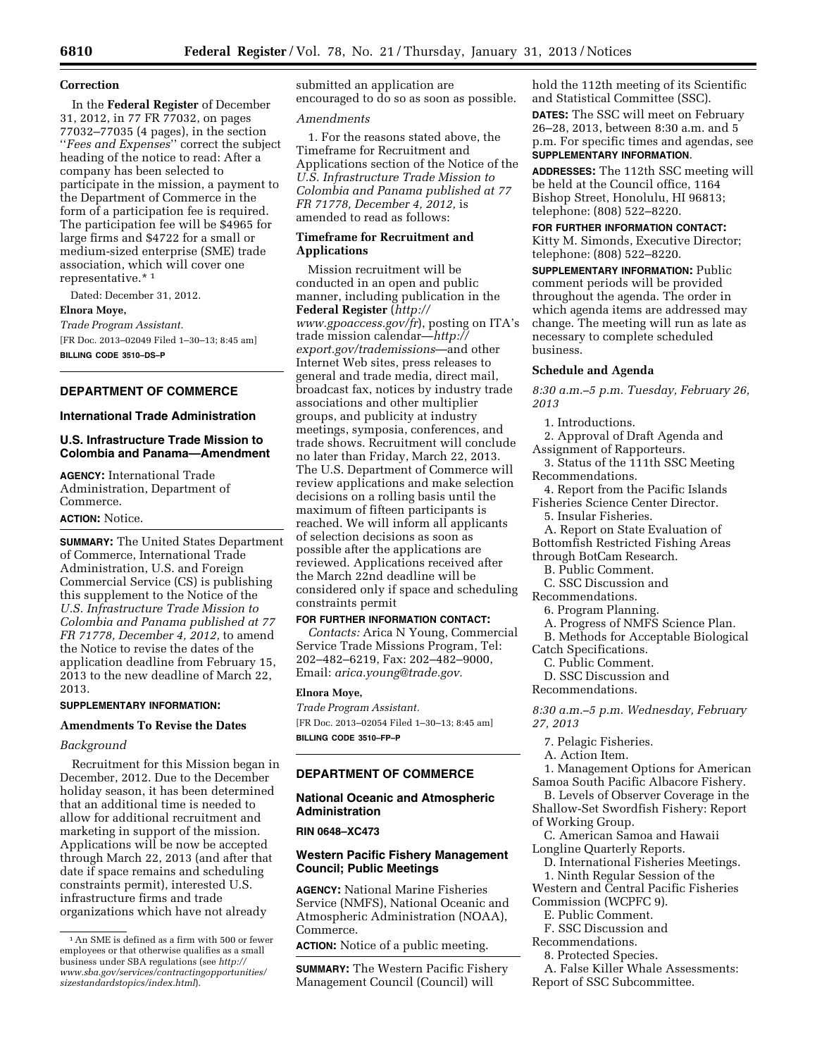**Correction**

In the **Federal Register** of December 31, 2012, in 77 FR 77032, on pages 77032–77035 (4 pages), in the section ''*Fees and Expenses*'' correct the subject heading of the notice to read: After a company has been selected to participate in the mission, a payment to the Department of Commerce in the form of a participation fee is required. The participation fee will be $4965 for large firms and $4722 for a small or medium-sized enterprise (SME) trade association, which will cover one representative.* [1]

Dated: December 31, 2012.

**Elnora Moye,**

*Trade Program Assistant.*

[FR Doc. 2013–02049 Filed 1–30–13; 8:45 am]

**BILLING CODE 3510–DS–P**

[1] An SME is defined as a firm with 500 or fewer employees or that otherwise qualifies as a small business under SBA regulations (see *http://www.sba.gov/services/contractingopportunities/sizestandardstopics/index.html*).

---

## DEPARTMENT OF COMMERCE

### International Trade Administration

### U.S. Infrastructure Trade Mission to Colombia and Panama—Amendment

**AGENCY:** International Trade Administration, Department of Commerce.

**ACTION:** Notice.

**SUMMARY:** The United States Department of Commerce, International Trade Administration, U.S. and Foreign Commercial Service (CS) is publishing this supplement to the Notice of the *U.S. Infrastructure Trade Mission to Colombia and Panama published at 77 FR 71778, December 4, 2012,* to amend the Notice to revise the dates of the application deadline from February 15, 2013 to the new deadline of March 22, 2013.

**SUPPLEMENTARY INFORMATION:**

**Amendments To Revise the Dates**

*Background*

Recruitment for this Mission began in December, 2012. Due to the December holiday season, it has been determined that an additional time is needed to allow for additional recruitment and marketing in support of the mission. Applications will be now be accepted through March 22, 2013 (and after that date if space remains and scheduling constraints permit), interested U.S. infrastructure firms and trade organizations which have not already submitted an application are encouraged to do so as soon as possible.

*Amendments*

1. For the reasons stated above, the Timeframe for Recruitment and Applications section of the Notice of the *U.S. Infrastructure Trade Mission to Colombia and Panama published at 77 FR 71778, December 4, 2012,* is amended to read as follows:

**Timeframe for Recruitment and Applications**

Mission recruitment will be conducted in an open and public manner, including publication in the **Federal Register** (*http://www.gpoaccess.gov/fr*), posting on ITA's trade mission calendar—*http://export.gov/trademissions*—and other Internet Web sites, press releases to general and trade media, direct mail, broadcast fax, notices by industry trade associations and other multiplier groups, and publicity at industry meetings, symposia, conferences, and trade shows. Recruitment will conclude no later than Friday, March 22, 2013. The U.S. Department of Commerce will review applications and make selection decisions on a rolling basis until the maximum of fifteen participants is reached. We will inform all applicants of selection decisions as soon as possible after the applications are reviewed. Applications received after the March 22nd deadline will be considered only if space and scheduling constraints permit

**FOR FURTHER INFORMATION CONTACT:**

*Contacts:* Arica N Young, Commercial Service Trade Missions Program, Tel: 202–482–6219, Fax: 202–482–9000, Email: *arica.young@trade.gov.*

**Elnora Moye,**

*Trade Program Assistant.*

[FR Doc. 2013–02054 Filed 1–30–13; 8:45 am]

**BILLING CODE 3510–FP–P**

---

## DEPARTMENT OF COMMERCE

### National Oceanic and Atmospheric Administration

**RIN 0648–XC473**

### Western Pacific Fishery Management Council; Public Meetings

**AGENCY:** National Marine Fisheries Service (NMFS), National Oceanic and Atmospheric Administration (NOAA), Commerce.

**ACTION:** Notice of a public meeting.

**SUMMARY:** The Western Pacific Fishery Management Council (Council) will hold the 112th meeting of its Scientific and Statistical Committee (SSC).

**DATES:** The SSC will meet on February 26–28, 2013, between 8:30 a.m. and 5 p.m. For specific times and agendas, see **SUPPLEMENTARY INFORMATION.**

**ADDRESSES:** The 112th SSC meeting will be held at the Council office, 1164 Bishop Street, Honolulu, HI 96813; telephone: (808) 522–8220.

**FOR FURTHER INFORMATION CONTACT:** Kitty M. Simonds, Executive Director; telephone: (808) 522–8220.

**SUPPLEMENTARY INFORMATION:** Public comment periods will be provided throughout the agenda. The order in which agenda items are addressed may change. The meeting will run as late as necessary to complete scheduled business.

**Schedule and Agenda**

*8:30 a.m.–5 p.m. Tuesday, February 26, 2013*

1. Introductions.
2. Approval of Draft Agenda and Assignment of Rapporteurs.
3. Status of the 111th SSC Meeting Recommendations.
4. Report from the Pacific Islands Fisheries Science Center Director.
5. Insular Fisheries.

A. Report on State Evaluation of Bottomfish Restricted Fishing Areas through BotCam Research.

B. Public Comment.

C. SSC Discussion and Recommendations.

6. Program Planning.

A. Progress of NMFS Science Plan.

B. Methods for Acceptable Biological Catch Specifications.

C. Public Comment.

D. SSC Discussion and Recommendations.

*8:30 a.m.–5 p.m. Wednesday, February 27, 2013*

7. Pelagic Fisheries.

A. Action Item.

1. Management Options for American Samoa South Pacific Albacore Fishery.

B. Levels of Observer Coverage in the Shallow-Set Swordfish Fishery: Report of Working Group.

C. American Samoa and Hawaii Longline Quarterly Reports.

D. International Fisheries Meetings.

1. Ninth Regular Session of the Western and Central Pacific Fisheries Commission (WCPFC 9).

E. Public Comment.

F. SSC Discussion and Recommendations.

8. Protected Species.

A. False Killer Whale Assessments: Report of SSC Subcommittee.